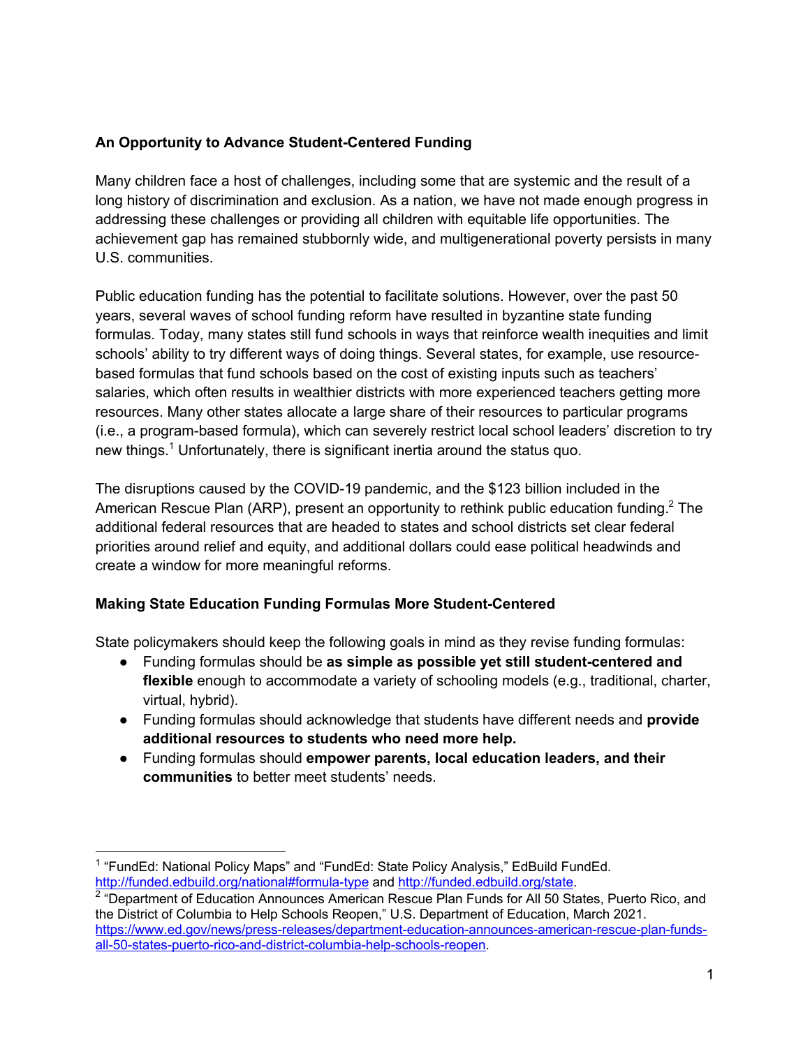**An Opportunity to Advance Student-Centered Funding**

Many children face a host of challenges, including some that are systemic and the result of a long history of discrimination and exclusion. As a nation, we have not made enough progress in addressing these challenges or providing all children with equitable life opportunities. The achievement gap has remained stubbornly wide, and multigenerational poverty persists in many U.S. communities.

Public education funding has the potential to facilitate solutions. However, over the past 50 years, several waves of school funding reform have resulted in byzantine state funding formulas. Today, many states still fund schools in ways that reinforce wealth inequities and limit schools' ability to try different ways of doing things. Several states, for example, use resource-based formulas that fund schools based on the cost of existing inputs such as teachers' salaries, which often results in wealthier districts with more experienced teachers getting more resources. Many other states allocate a large share of their resources to particular programs (i.e., a program-based formula), which can severely restrict local school leaders' discretion to try new things.[1] Unfortunately, there is significant inertia around the status quo.

The disruptions caused by the COVID-19 pandemic, and the $123 billion included in the American Rescue Plan (ARP), present an opportunity to rethink public education funding.[2] The additional federal resources that are headed to states and school districts set clear federal priorities around relief and equity, and additional dollars could ease political headwinds and create a window for more meaningful reforms.

**Making State Education Funding Formulas More Student-Centered**

State policymakers should keep the following goals in mind as they revise funding formulas:

- Funding formulas should be **as simple as possible yet still student-centered and flexible** enough to accommodate a variety of schooling models (e.g., traditional, charter, virtual, hybrid).
- Funding formulas should acknowledge that students have different needs and **provide additional resources to students who need more help.**
- Funding formulas should **empower parents, local education leaders, and their communities** to better meet students' needs.

---

[1] "FundEd: National Policy Maps" and "FundEd: State Policy Analysis," EdBuild FundEd. http://funded.edbuild.org/national#formula-type and http://funded.edbuild.org/state.

[2] "Department of Education Announces American Rescue Plan Funds for All 50 States, Puerto Rico, and the District of Columbia to Help Schools Reopen," U.S. Department of Education, March 2021. https://www.ed.gov/news/press-releases/department-education-announces-american-rescue-plan-funds-all-50-states-puerto-rico-and-district-columbia-help-schools-reopen.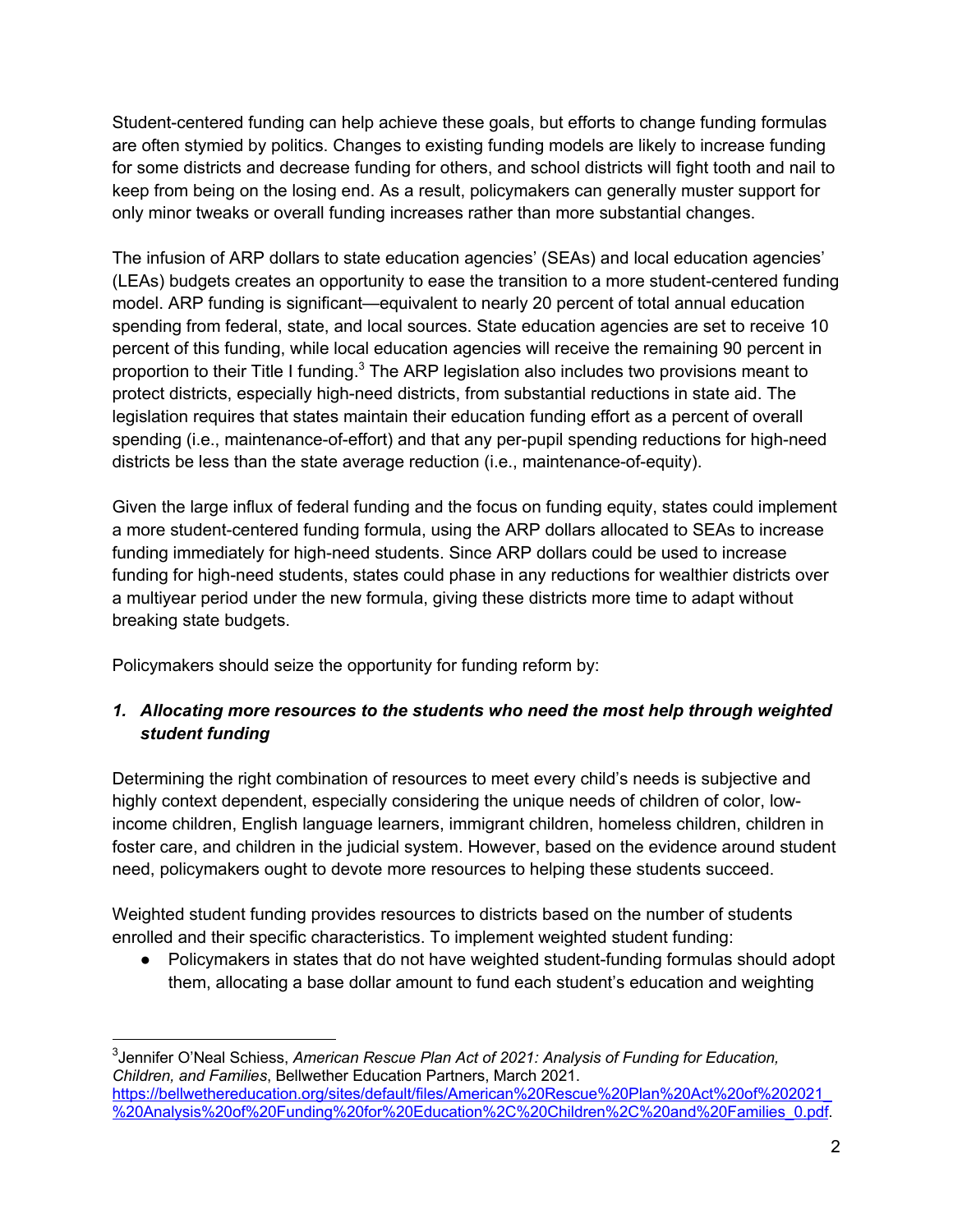Student-centered funding can help achieve these goals, but efforts to change funding formulas are often stymied by politics. Changes to existing funding models are likely to increase funding for some districts and decrease funding for others, and school districts will fight tooth and nail to keep from being on the losing end. As a result, policymakers can generally muster support for only minor tweaks or overall funding increases rather than more substantial changes.

The infusion of ARP dollars to state education agencies' (SEAs) and local education agencies' (LEAs) budgets creates an opportunity to ease the transition to a more student-centered funding model. ARP funding is significant—equivalent to nearly 20 percent of total annual education spending from federal, state, and local sources. State education agencies are set to receive 10 percent of this funding, while local education agencies will receive the remaining 90 percent in proportion to their Title I funding.[3] The ARP legislation also includes two provisions meant to protect districts, especially high-need districts, from substantial reductions in state aid. The legislation requires that states maintain their education funding effort as a percent of overall spending (i.e., maintenance-of-effort) and that any per-pupil spending reductions for high-need districts be less than the state average reduction (i.e., maintenance-of-equity).

Given the large influx of federal funding and the focus on funding equity, states could implement a more student-centered funding formula, using the ARP dollars allocated to SEAs to increase funding immediately for high-need students. Since ARP dollars could be used to increase funding for high-need students, states could phase in any reductions for wealthier districts over a multiyear period under the new formula, giving these districts more time to adapt without breaking state budgets.

Policymakers should seize the opportunity for funding reform by:

### *1. Allocating more resources to the students who need the most help through weighted student funding*

Determining the right combination of resources to meet every child's needs is subjective and highly context dependent, especially considering the unique needs of children of color, low-income children, English language learners, immigrant children, homeless children, children in foster care, and children in the judicial system. However, based on the evidence around student need, policymakers ought to devote more resources to helping these students succeed.

Weighted student funding provides resources to districts based on the number of students enrolled and their specific characteristics. To implement weighted student funding:

- Policymakers in states that do not have weighted student-funding formulas should adopt them, allocating a base dollar amount to fund each student's education and weighting

---

[3] Jennifer O'Neal Schiess, *American Rescue Plan Act of 2021: Analysis of Funding for Education, Children, and Families*, Bellwether Education Partners, March 2021. https://bellwethereducation.org/sites/default/files/American%20Rescue%20Plan%20Act%20of%202021_%20Analysis%20of%20Funding%20for%20Education%2C%20Children%2C%20and%20Families_0.pdf.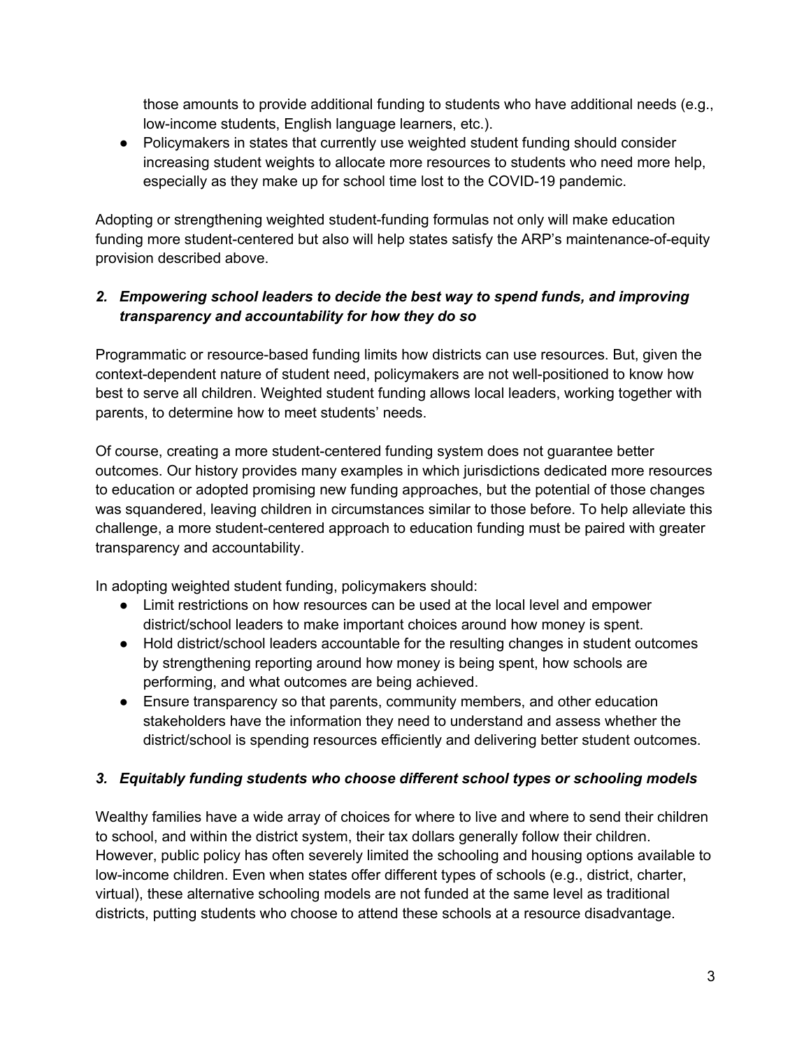those amounts to provide additional funding to students who have additional needs (e.g., low-income students, English language learners, etc.).

- Policymakers in states that currently use weighted student funding should consider increasing student weights to allocate more resources to students who need more help, especially as they make up for school time lost to the COVID-19 pandemic.

Adopting or strengthening weighted student-funding formulas not only will make education funding more student-centered but also will help states satisfy the ARP's maintenance-of-equity provision described above.

### *2. Empowering school leaders to decide the best way to spend funds, and improving transparency and accountability for how they do so*

Programmatic or resource-based funding limits how districts can use resources. But, given the context-dependent nature of student need, policymakers are not well-positioned to know how best to serve all children. Weighted student funding allows local leaders, working together with parents, to determine how to meet students' needs.

Of course, creating a more student-centered funding system does not guarantee better outcomes. Our history provides many examples in which jurisdictions dedicated more resources to education or adopted promising new funding approaches, but the potential of those changes was squandered, leaving children in circumstances similar to those before. To help alleviate this challenge, a more student-centered approach to education funding must be paired with greater transparency and accountability.

In adopting weighted student funding, policymakers should:

- Limit restrictions on how resources can be used at the local level and empower district/school leaders to make important choices around how money is spent.
- Hold district/school leaders accountable for the resulting changes in student outcomes by strengthening reporting around how money is being spent, how schools are performing, and what outcomes are being achieved.
- Ensure transparency so that parents, community members, and other education stakeholders have the information they need to understand and assess whether the district/school is spending resources efficiently and delivering better student outcomes.

### *3. Equitably funding students who choose different school types or schooling models*

Wealthy families have a wide array of choices for where to live and where to send their children to school, and within the district system, their tax dollars generally follow their children. However, public policy has often severely limited the schooling and housing options available to low-income children. Even when states offer different types of schools (e.g., district, charter, virtual), these alternative schooling models are not funded at the same level as traditional districts, putting students who choose to attend these schools at a resource disadvantage.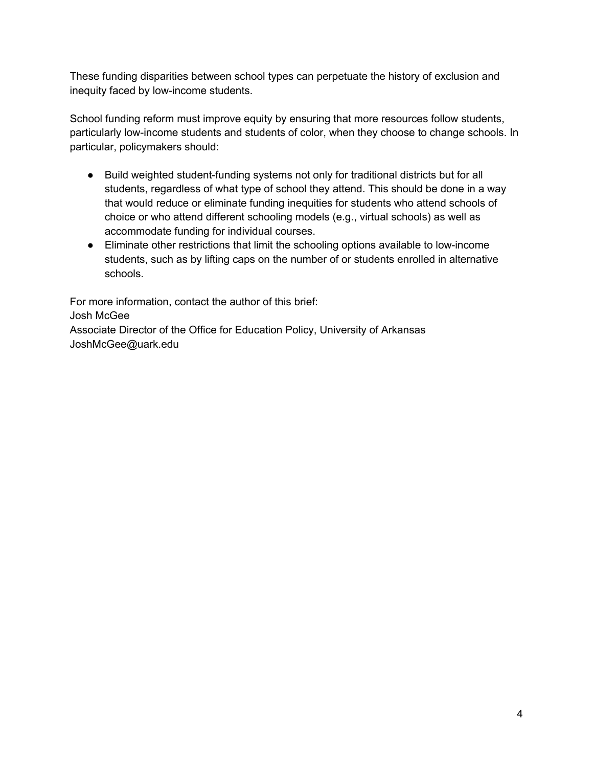These funding disparities between school types can perpetuate the history of exclusion and inequity faced by low-income students.

School funding reform must improve equity by ensuring that more resources follow students, particularly low-income students and students of color, when they choose to change schools. In particular, policymakers should:

- Build weighted student-funding systems not only for traditional districts but for all students, regardless of what type of school they attend. This should be done in a way that would reduce or eliminate funding inequities for students who attend schools of choice or who attend different schooling models (e.g., virtual schools) as well as accommodate funding for individual courses.
- Eliminate other restrictions that limit the schooling options available to low-income students, such as by lifting caps on the number of or students enrolled in alternative schools.

For more information, contact the author of this brief:
Josh McGee
Associate Director of the Office for Education Policy, University of Arkansas
JoshMcGee@uark.edu